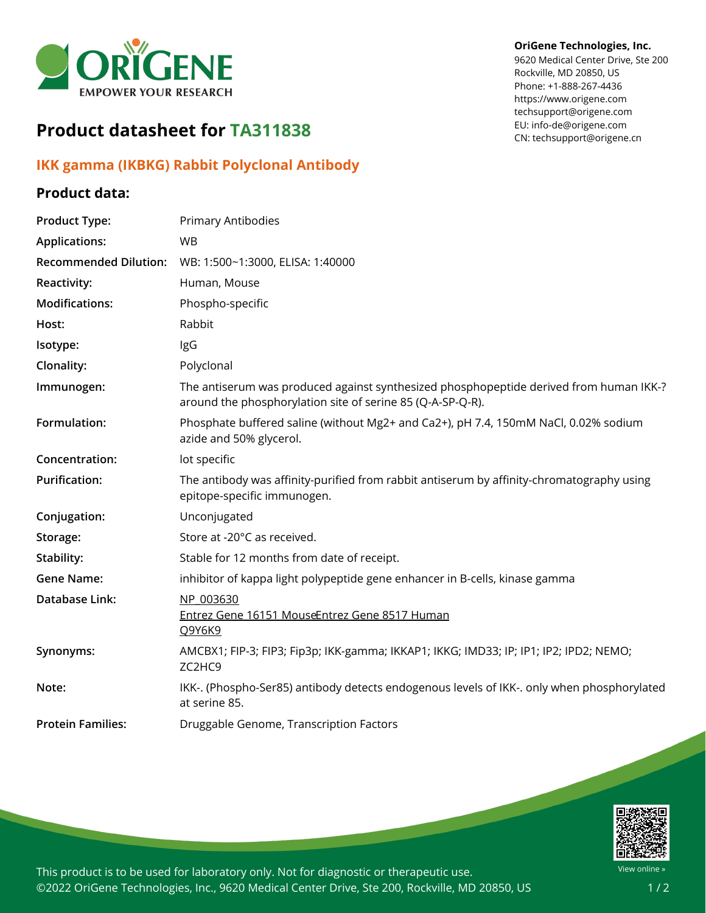OriGene Technologies, Inc.
9620 Medical Center Drive, Ste 200
Rockville, MD 20850, US
Phone: +1-888-267-4436
https://www.origene.com
techsupport@origene.com
EU: info-de@origene.com
CN: techsupport@origene.cn

# Product datasheet for TA311838

## IKK gamma (IKBKG) Rabbit Polyclonal Antibody

### Product data:

| | |
|---|---|
| **Product Type:** | Primary Antibodies |
| **Applications:** | WB |
| **Recommended Dilution:** | WB: 1:500~1:3000, ELISA: 1:40000 |
| **Reactivity:** | Human, Mouse |
| **Modifications:** | Phospho-specific |
| **Host:** | Rabbit |
| **Isotype:** | IgG |
| **Clonality:** | Polyclonal |
| **Immunogen:** | The antiserum was produced against synthesized phosphopeptide derived from human IKK-? around the phosphorylation site of serine 85 (Q-A-SP-Q-R). |
| **Formulation:** | Phosphate buffered saline (without Mg2+ and Ca2+), pH 7.4, 150mM NaCl, 0.02% sodium azide and 50% glycerol. |
| **Concentration:** | lot specific |
| **Purification:** | The antibody was affinity-purified from rabbit antiserum by affinity-chromatography using epitope-specific immunogen. |
| **Conjugation:** | Unconjugated |
| **Storage:** | Store at -20°C as received. |
| **Stability:** | Stable for 12 months from date of receipt. |
| **Gene Name:** | inhibitor of kappa light polypeptide gene enhancer in B-cells, kinase gamma |
| **Database Link:** | NP_003630<br>Entrez Gene 16151 MouseEntrez Gene 8517 Human<br>Q9Y6K9 |
| **Synonyms:** | AMCBX1; FIP-3; FIP3; Fip3p; IKK-gamma; IKKAP1; IKKG; IMD33; IP; IP1; IP2; IPD2; NEMO; ZC2HC9 |
| **Note:** | IKK-. (Phospho-Ser85) antibody detects endogenous levels of IKK-. only when phosphorylated at serine 85. |
| **Protein Families:** | Druggable Genome, Transcription Factors |

This product is to be used for laboratory only. Not for diagnostic or therapeutic use.
©2022 OriGene Technologies, Inc., 9620 Medical Center Drive, Ste 200, Rockville, MD 20850, US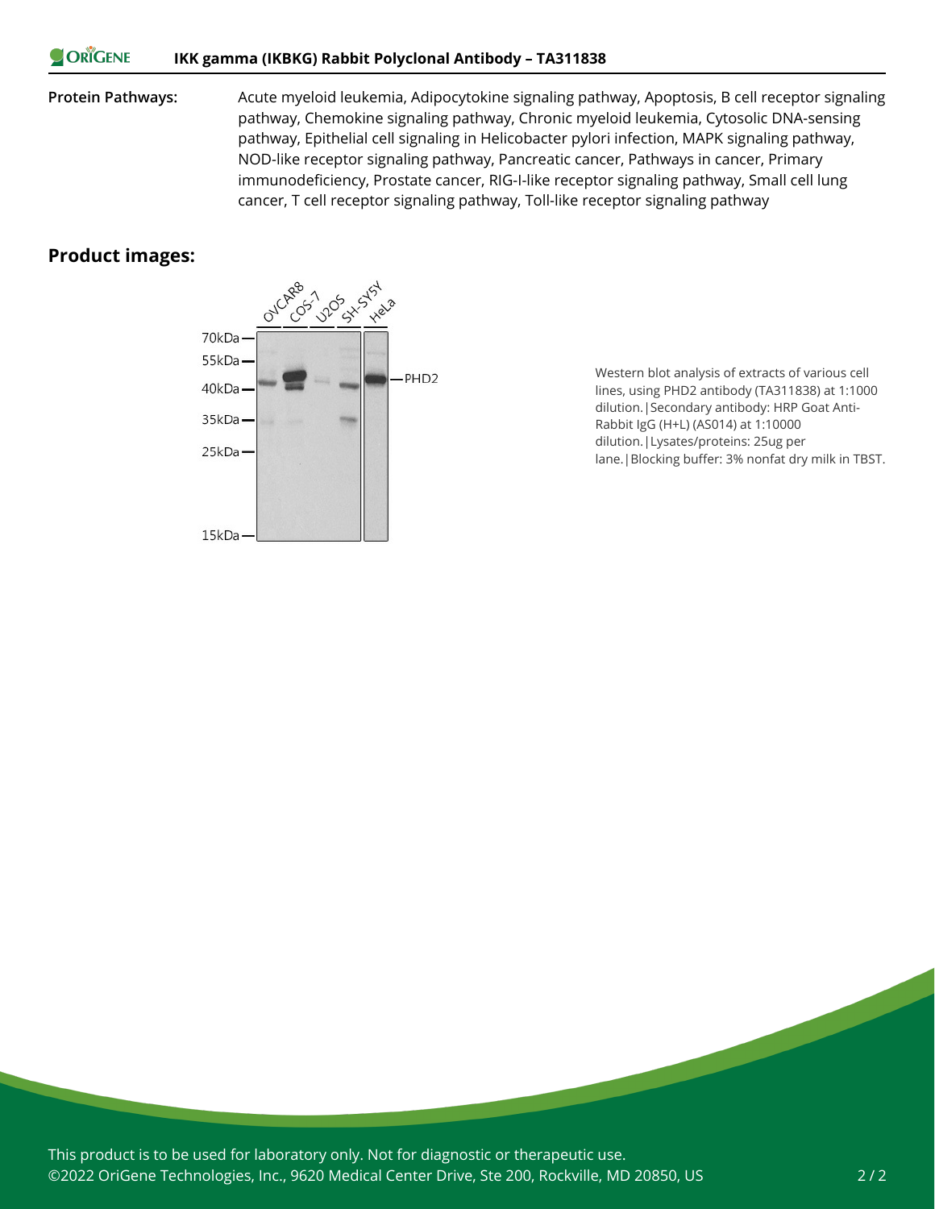**Protein Pathways:** Acute myeloid leukemia, Adipocytokine signaling pathway, Apoptosis, B cell receptor signaling pathway, Chemokine signaling pathway, Chronic myeloid leukemia, Cytosolic DNA-sensing pathway, Epithelial cell signaling in Helicobacter pylori infection, MAPK signaling pathway, NOD-like receptor signaling pathway, Pancreatic cancer, Pathways in cancer, Primary immunodeficiency, Prostate cancer, RIG-I-like receptor signaling pathway, Small cell lung cancer, T cell receptor signaling pathway, Toll-like receptor signaling pathway

## Product images:

OVCAR8
COS-7
U2OS
SH-SY5Y
HeLa
70kDa
55kDa
40kDa
35kDa
25kDa
15kDa
PHD2

Western blot analysis of extracts of various cell lines, using PHD2 antibody (TA311838) at 1:1000 dilution.|Secondary antibody: HRP Goat Anti-Rabbit IgG (H+L) (AS014) at 1:10000 dilution.|Lysates/proteins: 25ug per lane.|Blocking buffer: 3% nonfat dry milk in TBST.

This product is to be used for laboratory only. Not for diagnostic or therapeutic use.
©2022 OriGene Technologies, Inc., 9620 Medical Center Drive, Ste 200, Rockville, MD 20850, US